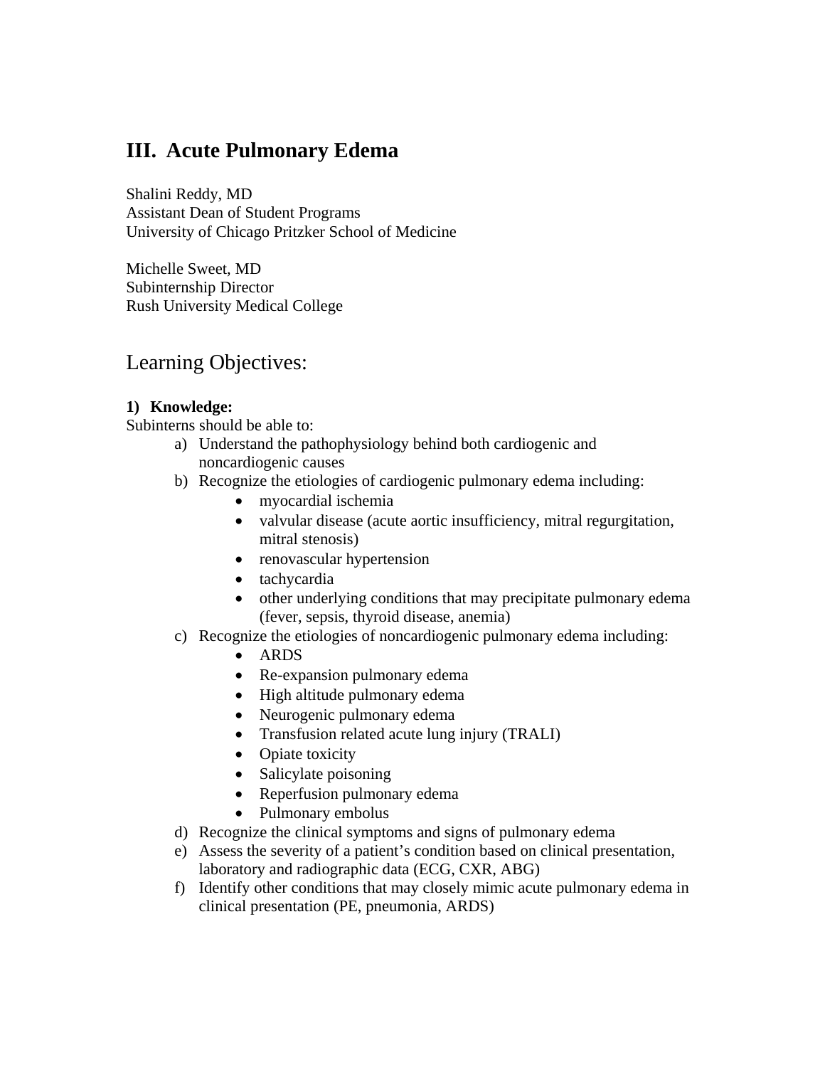# III. Acute Pulmonary Edema

Shalini Reddy, MD
Assistant Dean of Student Programs
University of Chicago Pritzker School of Medicine

Michelle Sweet, MD
Subinternship Director
Rush University Medical College

## Learning Objectives:

### 1) Knowledge:

Subinterns should be able to:

a) Understand the pathophysiology behind both cardiogenic and noncardiogenic causes

b) Recognize the etiologies of cardiogenic pulmonary edema including:
   - myocardial ischemia
   - valvular disease (acute aortic insufficiency, mitral regurgitation, mitral stenosis)
   - renovascular hypertension
   - tachycardia
   - other underlying conditions that may precipitate pulmonary edema (fever, sepsis, thyroid disease, anemia)

c) Recognize the etiologies of noncardiogenic pulmonary edema including:
   - ARDS
   - Re-expansion pulmonary edema
   - High altitude pulmonary edema
   - Neurogenic pulmonary edema
   - Transfusion related acute lung injury (TRALI)
   - Opiate toxicity
   - Salicylate poisoning
   - Reperfusion pulmonary edema
   - Pulmonary embolus

d) Recognize the clinical symptoms and signs of pulmonary edema

e) Assess the severity of a patient's condition based on clinical presentation, laboratory and radiographic data (ECG, CXR, ABG)

f) Identify other conditions that may closely mimic acute pulmonary edema in clinical presentation (PE, pneumonia, ARDS)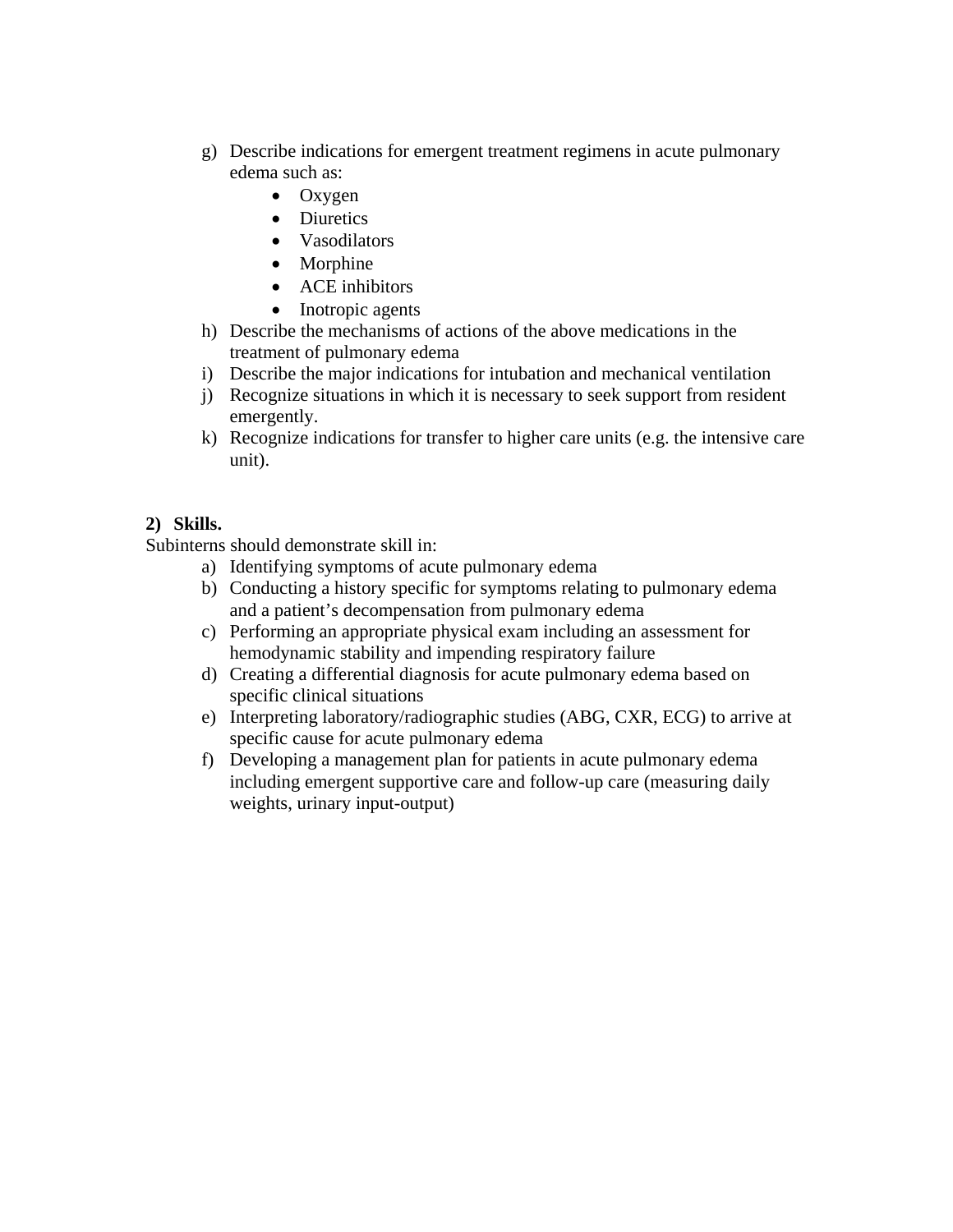g) Describe indications for emergent treatment regimens in acute pulmonary edema such as:
    - Oxygen
    - Diuretics
    - Vasodilators
    - Morphine
    - ACE inhibitors
    - Inotropic agents

h) Describe the mechanisms of actions of the above medications in the treatment of pulmonary edema

i) Describe the major indications for intubation and mechanical ventilation

j) Recognize situations in which it is necessary to seek support from resident emergently.

k) Recognize indications for transfer to higher care units (e.g. the intensive care unit).

**2) Skills.**

Subinterns should demonstrate skill in:

a) Identifying symptoms of acute pulmonary edema

b) Conducting a history specific for symptoms relating to pulmonary edema and a patient's decompensation from pulmonary edema

c) Performing an appropriate physical exam including an assessment for hemodynamic stability and impending respiratory failure

d) Creating a differential diagnosis for acute pulmonary edema based on specific clinical situations

e) Interpreting laboratory/radiographic studies (ABG, CXR, ECG) to arrive at specific cause for acute pulmonary edema

f) Developing a management plan for patients in acute pulmonary edema including emergent supportive care and follow-up care (measuring daily weights, urinary input-output)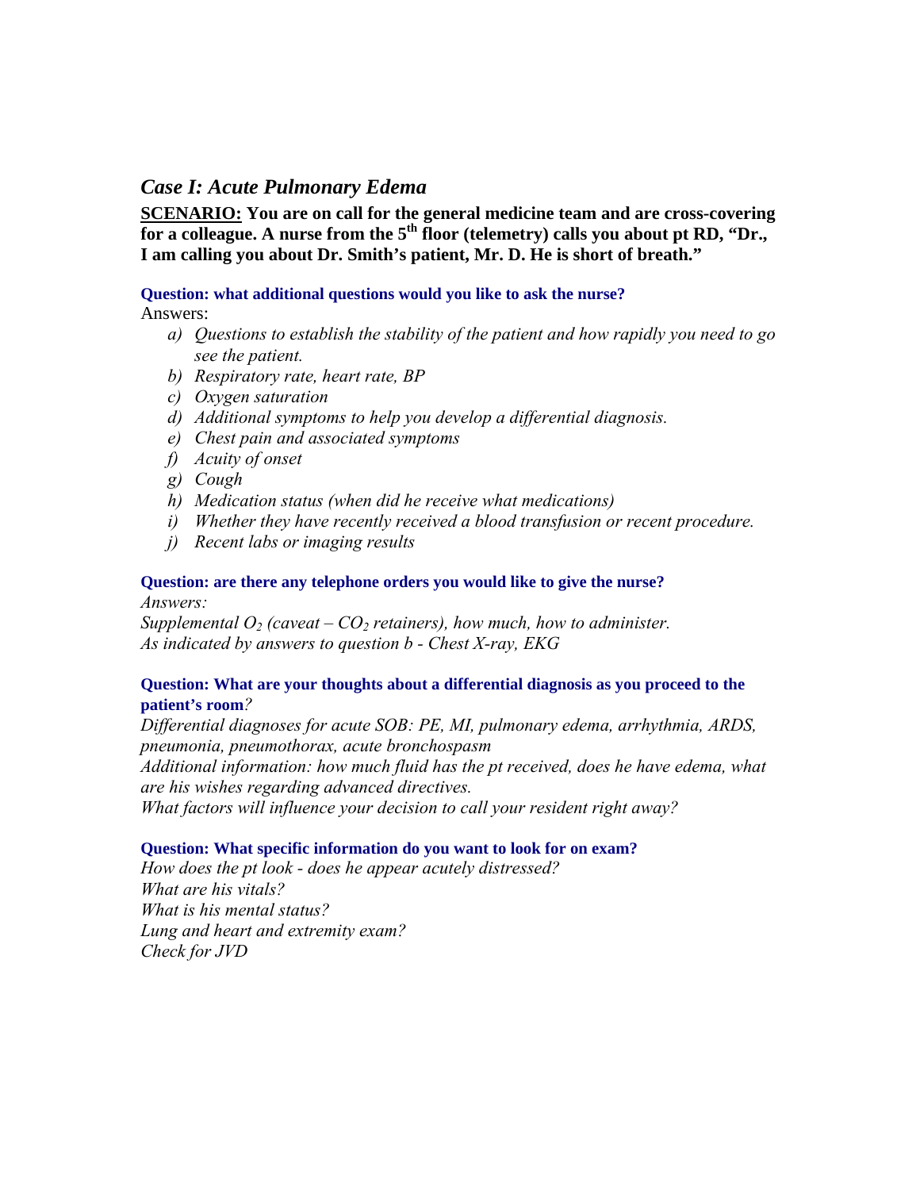## *Case I: Acute Pulmonary Edema*

**SCENARIO:** **You are on call for the general medicine team and are cross-covering for a colleague. A nurse from the 5th floor (telemetry) calls you about pt RD, "Dr., I am calling you about Dr. Smith's patient, Mr. D. He is short of breath."**

**Question: what additional questions would you like to ask the nurse?**

Answers:

a) *Questions to establish the stability of the patient and how rapidly you need to go see the patient.*
b) *Respiratory rate, heart rate, BP*
c) *Oxygen saturation*
d) *Additional symptoms to help you develop a differential diagnosis.*
e) *Chest pain and associated symptoms*
f) *Acuity of onset*
g) *Cough*
h) *Medication status (when did he receive what medications)*
i) *Whether they have recently received a blood transfusion or recent procedure.*
j) *Recent labs or imaging results*

**Question: are there any telephone orders you would like to give the nurse?**

*Answers:*

*Supplemental $O_2$ (caveat – $CO_2$ retainers), how much, how to administer.*

*As indicated by answers to question b - Chest X-ray, EKG*

**Question: What are your thoughts about a differential diagnosis as you proceed to the patient's room***?*

*Differential diagnoses for acute SOB: PE, MI, pulmonary edema, arrhythmia, ARDS, pneumonia, pneumothorax, acute bronchospasm*

*Additional information: how much fluid has the pt received, does he have edema, what are his wishes regarding advanced directives.*

*What factors will influence your decision to call your resident right away?*

**Question: What specific information do you want to look for on exam?**

*How does the pt look - does he appear acutely distressed?*

*What are his vitals?*

*What is his mental status?*

*Lung and heart and extremity exam?*

*Check for JVD*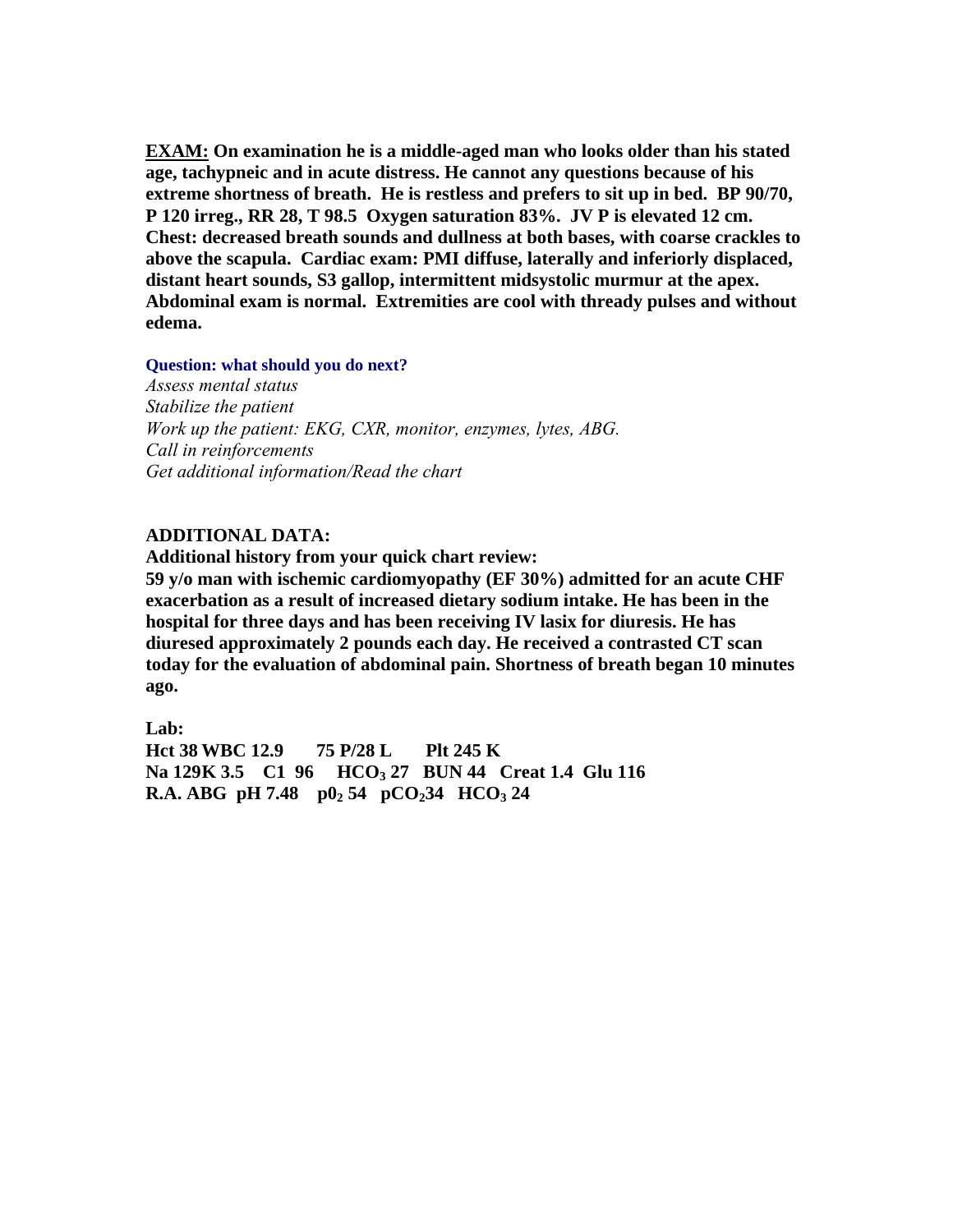**<u>EXAM:</u> On examination he is a middle-aged man who looks older than his stated age, tachypneic and in acute distress. He cannot any questions because of his extreme shortness of breath. He is restless and prefers to sit up in bed. BP 90/70, P 120 irreg., RR 28, T 98.5 Oxygen saturation 83%. JV P is elevated 12 cm. Chest: decreased breath sounds and dullness at both bases, with coarse crackles to above the scapula. Cardiac exam: PMI diffuse, laterally and inferiorly displaced, distant heart sounds, S3 gallop, intermittent midsystolic murmur at the apex. Abdominal exam is normal. Extremities are cool with thready pulses and without edema.**

**Question: what should you do next?**

*Assess mental status*
*Stabilize the patient*
*Work up the patient: EKG, CXR, monitor, enzymes, lytes, ABG.*
*Call in reinforcements*
*Get additional information/Read the chart*

**ADDITIONAL DATA:**

**Additional history from your quick chart review:**
**59 y/o man with ischemic cardiomyopathy (EF 30%) admitted for an acute CHF exacerbation as a result of increased dietary sodium intake. He has been in the hospital for three days and has been receiving IV lasix for diuresis. He has diuresed approximately 2 pounds each day. He received a contrasted CT scan today for the evaluation of abdominal pain. Shortness of breath began 10 minutes ago.**

**Lab:**
**Hct 38 WBC 12.9 75 P/28 L Plt 245 K**
**Na 129K 3.5 C1 96 $HCO_3$ 27 BUN 44 Creat 1.4 Glu 116**
**R.A. ABG pH 7.48 $p0_2$ 54 $pCO_2$34 $HCO_3$ 24**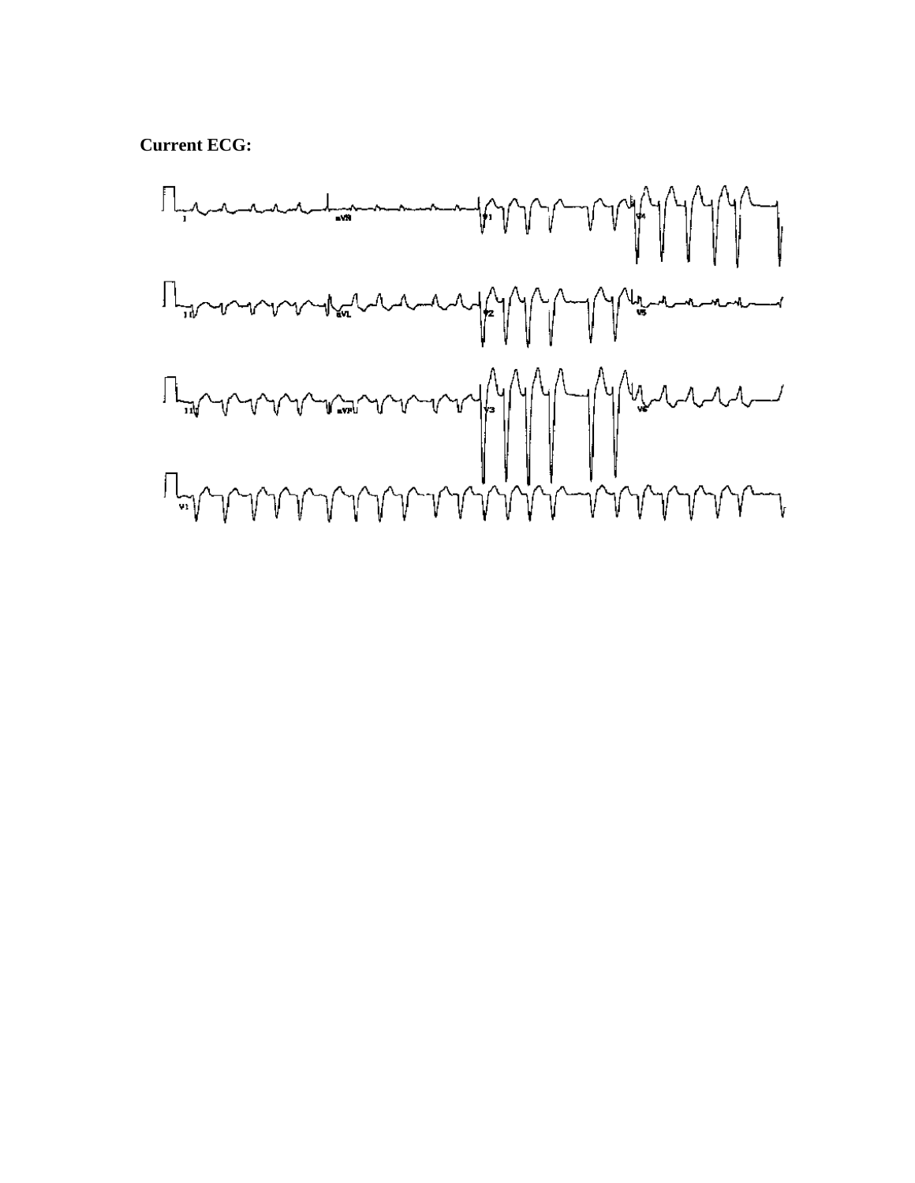**Current ECG:**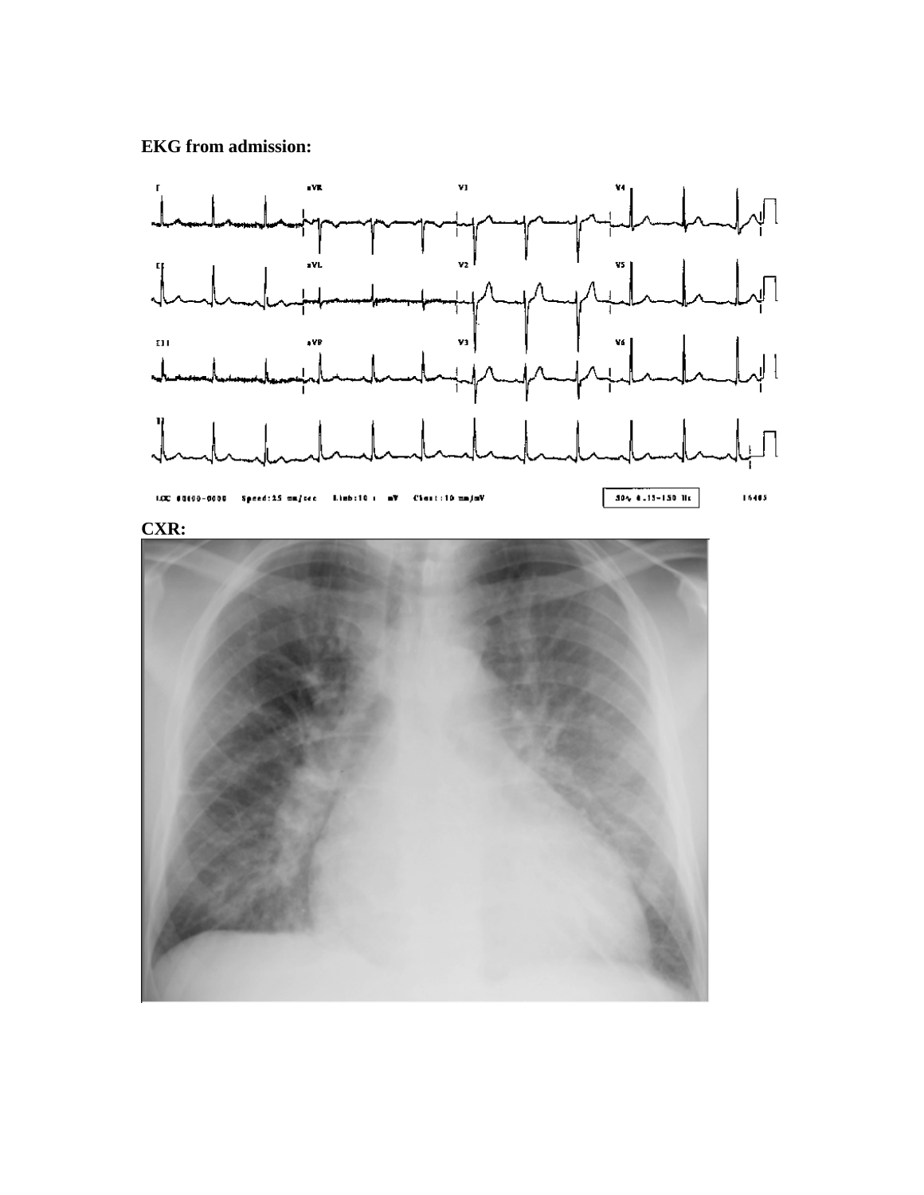**EKG from admission:**

**CXR:**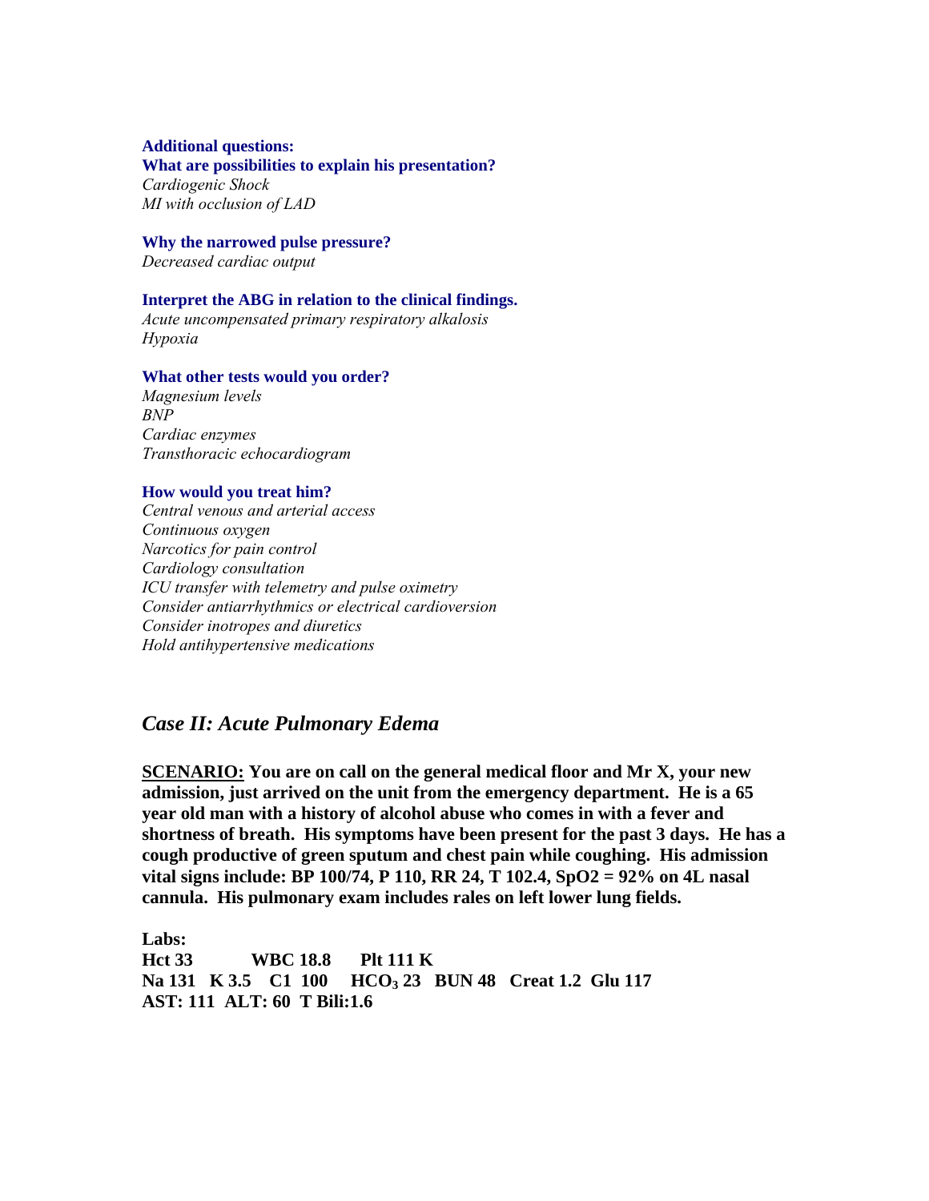**Additional questions:**

**What are possibilities to explain his presentation?**

*Cardiogenic Shock*
*MI with occlusion of LAD*

**Why the narrowed pulse pressure?**

*Decreased cardiac output*

**Interpret the ABG in relation to the clinical findings.**

*Acute uncompensated primary respiratory alkalosis*
*Hypoxia*

**What other tests would you order?**

*Magnesium levels*
*BNP*
*Cardiac enzymes*
*Transthoracic echocardiogram*

**How would you treat him?**

*Central venous and arterial access*
*Continuous oxygen*
*Narcotics for pain control*
*Cardiology consultation*
*ICU transfer with telemetry and pulse oximetry*
*Consider antiarrhythmics or electrical cardioversion*
*Consider inotropes and diuretics*
*Hold antihypertensive medications*

## *Case II: Acute Pulmonary Edema*

**<u>SCENARIO:</u> You are on call on the general medical floor and Mr X, your new admission, just arrived on the unit from the emergency department. He is a 65 year old man with a history of alcohol abuse who comes in with a fever and shortness of breath. His symptoms have been present for the past 3 days. He has a cough productive of green sputum and chest pain while coughing. His admission vital signs include: BP 100/74, P 110, RR 24, T 102.4, SpO2 = 92% on 4L nasal cannula. His pulmonary exam includes rales on left lower lung fields.**

**Labs:**
**Hct 33 WBC 18.8 Plt 111 K**
**Na 131 K 3.5 C1 100 $HCO_3$ 23 BUN 48 Creat 1.2 Glu 117**
**AST: 111 ALT: 60 T Bili:1.6**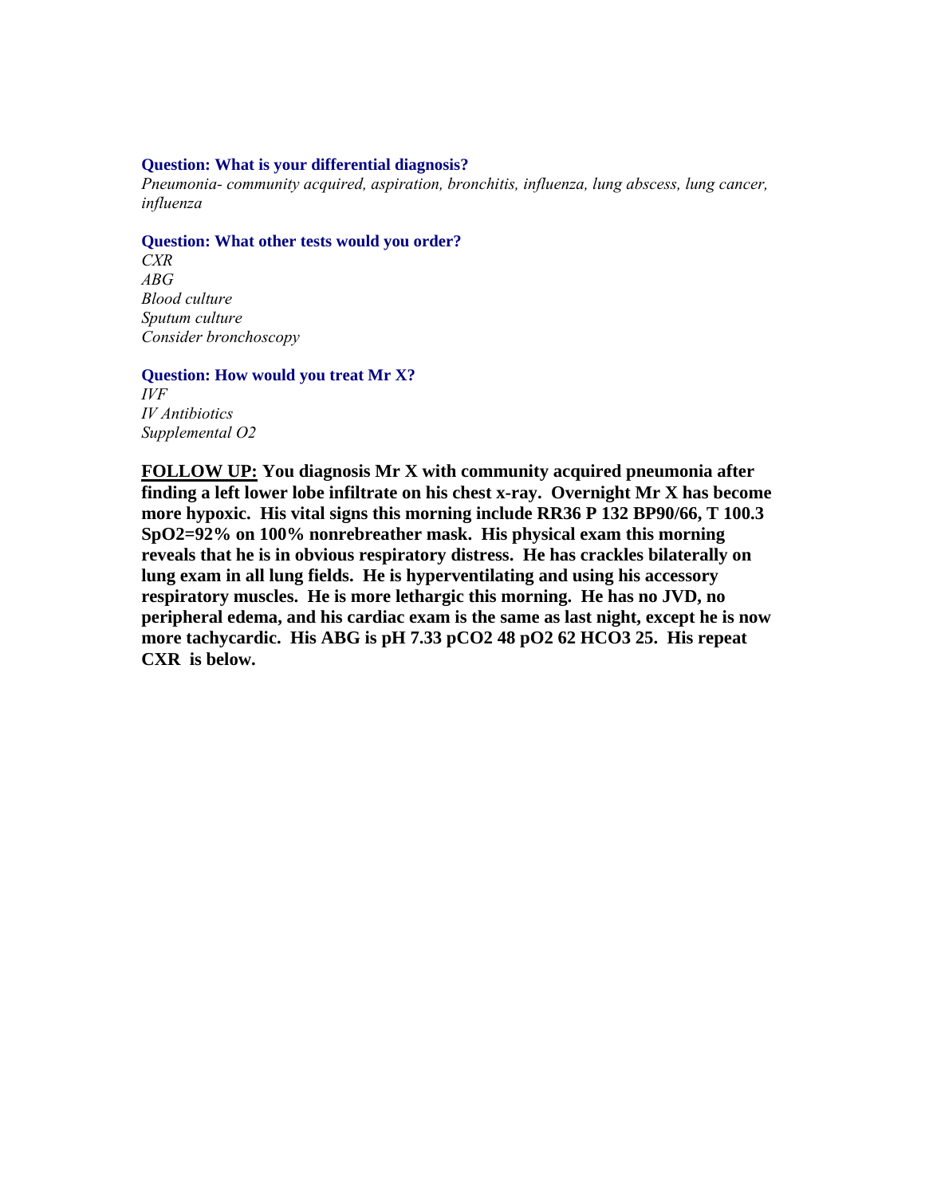**Question: What is your differential diagnosis?**

*Pneumonia- community acquired, aspiration, bronchitis, influenza, lung abscess, lung cancer, influenza*

**Question: What other tests would you order?**

*CXR*
*ABG*
*Blood culture*
*Sputum culture*
*Consider bronchoscopy*

**Question: How would you treat Mr X?**

*IVF*
*IV Antibiotics*
*Supplemental O2*

**<u>FOLLOW UP:</u> You diagnosis Mr X with community acquired pneumonia after finding a left lower lobe infiltrate on his chest x-ray. Overnight Mr X has become more hypoxic. His vital signs this morning include RR36 P 132 BP90/66, T 100.3 SpO2=92% on 100% nonrebreather mask. His physical exam this morning reveals that he is in obvious respiratory distress. He has crackles bilaterally on lung exam in all lung fields. He is hyperventilating and using his accessory respiratory muscles. He is more lethargic this morning. He has no JVD, no peripheral edema, and his cardiac exam is the same as last night, except he is now more tachycardic. His ABG is pH 7.33 pCO2 48 pO2 62 HCO3 25. His repeat CXR is below.**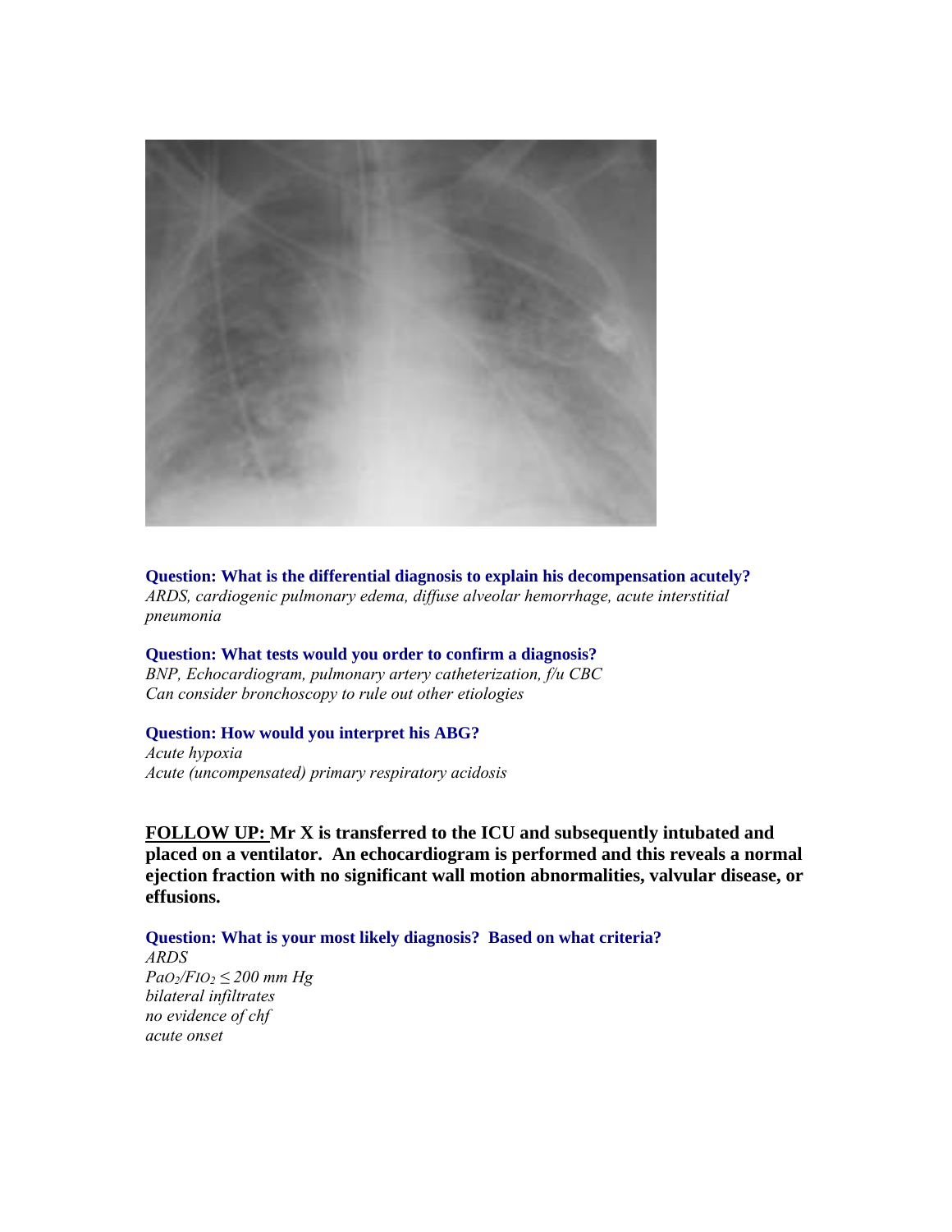**Question: What is the differential diagnosis to explain his decompensation acutely?**

*ARDS, cardiogenic pulmonary edema, diffuse alveolar hemorrhage, acute interstitial pneumonia*

**Question: What tests would you order to confirm a diagnosis?**

*BNP, Echocardiogram, pulmonary artery catheterization, f/u CBC*
*Can consider bronchoscopy to rule out other etiologies*

**Question: How would you interpret his ABG?**

*Acute hypoxia*
*Acute (uncompensated) primary respiratory acidosis*

**<u>FOLLOW UP:</u> Mr X is transferred to the ICU and subsequently intubated and placed on a ventilator. An echocardiogram is performed and this reveals a normal ejection fraction with no significant wall motion abnormalities, valvular disease, or effusions.**

**Question: What is your most likely diagnosis? Based on what criteria?**

*ARDS*
$PaO_2/FIO_2 \leq 200$ *mm Hg*
*bilateral infiltrates*
*no evidence of chf*
*acute onset*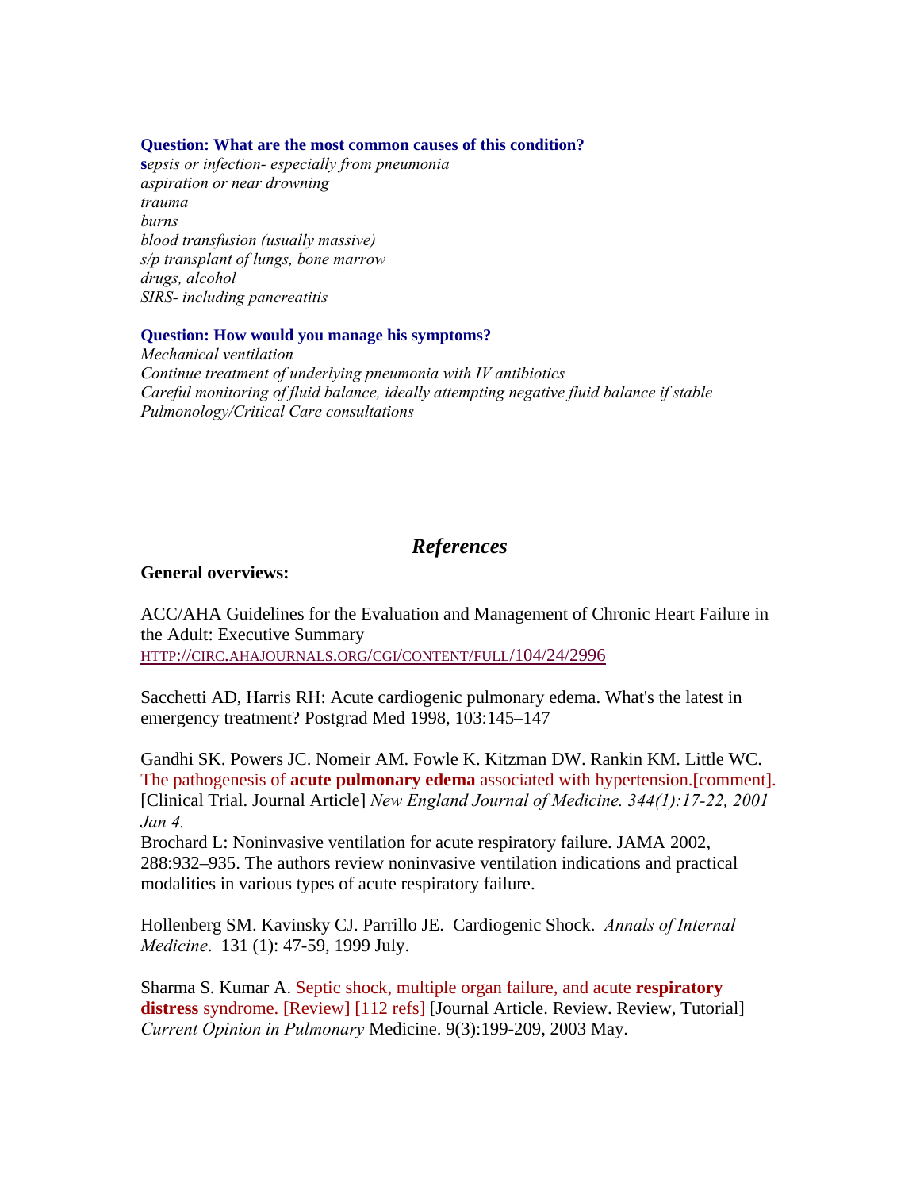**Question: What are the most common causes of this condition?**

*sepsis or infection- especially from pneumonia*
*aspiration or near drowning*
*trauma*
*burns*
*blood transfusion (usually massive)*
*s/p transplant of lungs, bone marrow*
*drugs, alcohol*
*SIRS- including pancreatitis*

**Question: How would you manage his symptoms?**

*Mechanical ventilation*
*Continue treatment of underlying pneumonia with IV antibiotics*
*Careful monitoring of fluid balance, ideally attempting negative fluid balance if stable*
*Pulmonology/Critical Care consultations*

## *References*

**General overviews:**

ACC/AHA Guidelines for the Evaluation and Management of Chronic Heart Failure in the Adult: Executive Summary
HTTP://CIRC.AHAJOURNALS.ORG/CGI/CONTENT/FULL/104/24/2996

Sacchetti AD, Harris RH: Acute cardiogenic pulmonary edema. What's the latest in emergency treatment? Postgrad Med 1998, 103:145–147

Gandhi SK. Powers JC. Nomeir AM. Fowle K. Kitzman DW. Rankin KM. Little WC. The pathogenesis of **acute pulmonary edema** associated with hypertension.[comment]. [Clinical Trial. Journal Article] *New England Journal of Medicine. 344(1):17-22, 2001 Jan 4.*

Brochard L: Noninvasive ventilation for acute respiratory failure. JAMA 2002, 288:932–935. The authors review noninvasive ventilation indications and practical modalities in various types of acute respiratory failure.

Hollenberg SM. Kavinsky CJ. Parrillo JE. Cardiogenic Shock. *Annals of Internal Medicine*. 131 (1): 47-59, 1999 July.

Sharma S. Kumar A. Septic shock, multiple organ failure, and acute **respiratory distress** syndrome. [Review] [112 refs] [Journal Article. Review. Review, Tutorial] *Current Opinion in Pulmonary* Medicine. 9(3):199-209, 2003 May.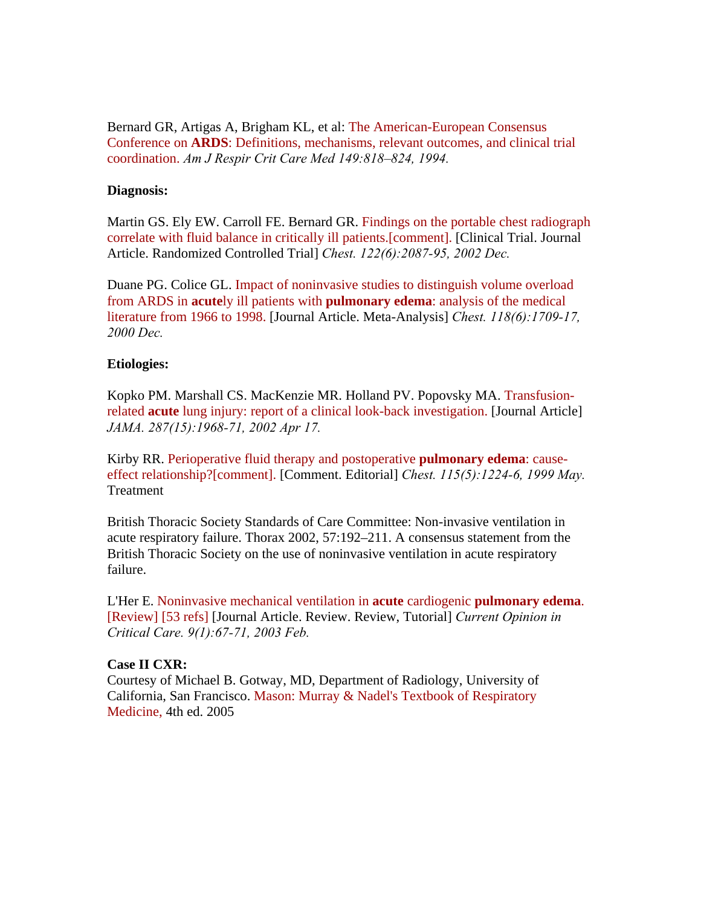Bernard GR, Artigas A, Brigham KL, et al: The American-European Consensus Conference on **ARDS**: Definitions, mechanisms, relevant outcomes, and clinical trial coordination. *Am J Respir Crit Care Med 149:818–824, 1994.*

**Diagnosis:**

Martin GS. Ely EW. Carroll FE. Bernard GR. Findings on the portable chest radiograph correlate with fluid balance in critically ill patients.[comment]. [Clinical Trial. Journal Article. Randomized Controlled Trial] *Chest. 122(6):2087-95, 2002 Dec.*

Duane PG. Colice GL. Impact of noninvasive studies to distinguish volume overload from ARDS in **acute**ly ill patients with **pulmonary edema**: analysis of the medical literature from 1966 to 1998. [Journal Article. Meta-Analysis] *Chest. 118(6):1709-17, 2000 Dec.*

**Etiologies:**

Kopko PM. Marshall CS. MacKenzie MR. Holland PV. Popovsky MA. Transfusion-related **acute** lung injury: report of a clinical look-back investigation. [Journal Article] *JAMA. 287(15):1968-71, 2002 Apr 17.*

Kirby RR. Perioperative fluid therapy and postoperative **pulmonary edema**: cause-effect relationship?[comment]. [Comment. Editorial] *Chest. 115(5):1224-6, 1999 May.*
Treatment

British Thoracic Society Standards of Care Committee: Non-invasive ventilation in acute respiratory failure. Thorax 2002, 57:192–211. A consensus statement from the British Thoracic Society on the use of noninvasive ventilation in acute respiratory failure.

L'Her E. Noninvasive mechanical ventilation in **acute** cardiogenic **pulmonary edema**. [Review] [53 refs] [Journal Article. Review. Review, Tutorial] *Current Opinion in Critical Care. 9(1):67-71, 2003 Feb.*

**Case II CXR:**
Courtesy of Michael B. Gotway, MD, Department of Radiology, University of California, San Francisco. Mason: Murray & Nadel's Textbook of Respiratory Medicine, 4th ed. 2005